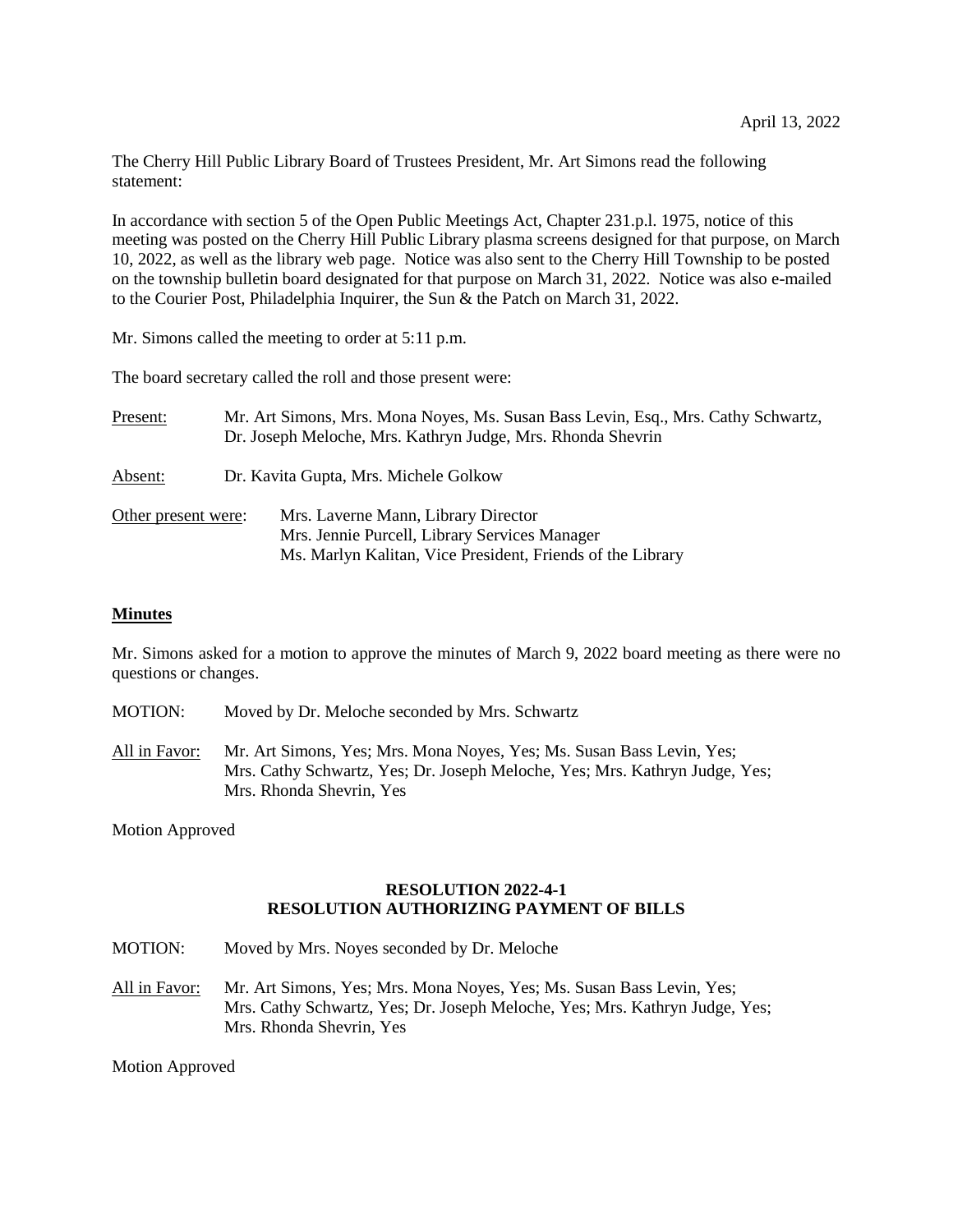April 13, 2022

The Cherry Hill Public Library Board of Trustees President, Mr. Art Simons read the following statement:

In accordance with section 5 of the Open Public Meetings Act, Chapter 231.p.l. 1975, notice of this meeting was posted on the Cherry Hill Public Library plasma screens designed for that purpose, on March 10, 2022, as well as the library web page. Notice was also sent to the Cherry Hill Township to be posted on the township bulletin board designated for that purpose on March 31, 2022. Notice was also e-mailed to the Courier Post, Philadelphia Inquirer, the Sun & the Patch on March 31, 2022.

Mr. Simons called the meeting to order at 5:11 p.m.

The board secretary called the roll and those present were:

Present: Mr. Art Simons, Mrs. Mona Noyes, Ms. Susan Bass Levin, Esq., Mrs. Cathy Schwartz, Dr. Joseph Meloche, Mrs. Kathryn Judge, Mrs. Rhonda Shevrin

Absent: Dr. Kavita Gupta, Mrs. Michele Golkow

Other present were: Mrs. Laverne Mann, Library Director
Mrs. Jennie Purcell, Library Services Manager
Ms. Marlyn Kalitan, Vice President, Friends of the Library

**Minutes**

Mr. Simons asked for a motion to approve the minutes of March 9, 2022 board meeting as there were no questions or changes.

MOTION: Moved by Dr. Meloche seconded by Mrs. Schwartz

All in Favor: Mr. Art Simons, Yes; Mrs. Mona Noyes, Yes; Ms. Susan Bass Levin, Yes; Mrs. Cathy Schwartz, Yes; Dr. Joseph Meloche, Yes; Mrs. Kathryn Judge, Yes; Mrs. Rhonda Shevrin, Yes

Motion Approved

**RESOLUTION 2022-4-1**
**RESOLUTION AUTHORIZING PAYMENT OF BILLS**

MOTION: Moved by Mrs. Noyes seconded by Dr. Meloche

All in Favor: Mr. Art Simons, Yes; Mrs. Mona Noyes, Yes; Ms. Susan Bass Levin, Yes; Mrs. Cathy Schwartz, Yes; Dr. Joseph Meloche, Yes; Mrs. Kathryn Judge, Yes; Mrs. Rhonda Shevrin, Yes

Motion Approved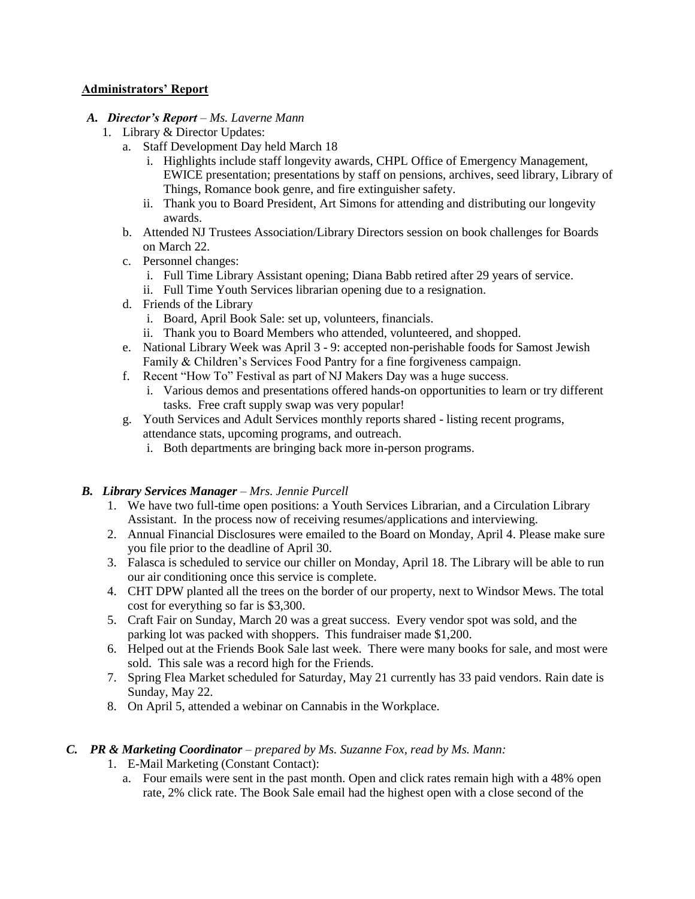## Administrators' Report

### *A. Director's Report* – *Ms. Laverne Mann*

1. Library & Director Updates:
   a. Staff Development Day held March 18
      i. Highlights include staff longevity awards, CHPL Office of Emergency Management, EWICE presentation; presentations by staff on pensions, archives, seed library, Library of Things, Romance book genre, and fire extinguisher safety.
      ii. Thank you to Board President, Art Simons for attending and distributing our longevity awards.
   b. Attended NJ Trustees Association/Library Directors session on book challenges for Boards on March 22.
   c. Personnel changes:
      i. Full Time Library Assistant opening; Diana Babb retired after 29 years of service.
      ii. Full Time Youth Services librarian opening due to a resignation.
   d. Friends of the Library
      i. Board, April Book Sale: set up, volunteers, financials.
      ii. Thank you to Board Members who attended, volunteered, and shopped.
   e. National Library Week was April 3 - 9: accepted non-perishable foods for Samost Jewish Family & Children's Services Food Pantry for a fine forgiveness campaign.
   f. Recent "How To" Festival as part of NJ Makers Day was a huge success.
      i. Various demos and presentations offered hands-on opportunities to learn or try different tasks. Free craft supply swap was very popular!
   g. Youth Services and Adult Services monthly reports shared - listing recent programs, attendance stats, upcoming programs, and outreach.
      i. Both departments are bringing back more in-person programs.

### *B. Library Services Manager* – *Mrs. Jennie Purcell*

1. We have two full-time open positions: a Youth Services Librarian, and a Circulation Library Assistant. In the process now of receiving resumes/applications and interviewing.
2. Annual Financial Disclosures were emailed to the Board on Monday, April 4. Please make sure you file prior to the deadline of April 30.
3. Falasca is scheduled to service our chiller on Monday, April 18. The Library will be able to run our air conditioning once this service is complete.
4. CHT DPW planted all the trees on the border of our property, next to Windsor Mews. The total cost for everything so far is $3,300.
5. Craft Fair on Sunday, March 20 was a great success. Every vendor spot was sold, and the parking lot was packed with shoppers. This fundraiser made $1,200.
6. Helped out at the Friends Book Sale last week. There were many books for sale, and most were sold. This sale was a record high for the Friends.
7. Spring Flea Market scheduled for Saturday, May 21 currently has 33 paid vendors. Rain date is Sunday, May 22.
8. On April 5, attended a webinar on Cannabis in the Workplace.

### *C. PR & Marketing Coordinator* – *prepared by Ms. Suzanne Fox, read by Ms. Mann:*

1. E-Mail Marketing (Constant Contact):
   a. Four emails were sent in the past month. Open and click rates remain high with a 48% open rate, 2% click rate. The Book Sale email had the highest open with a close second of the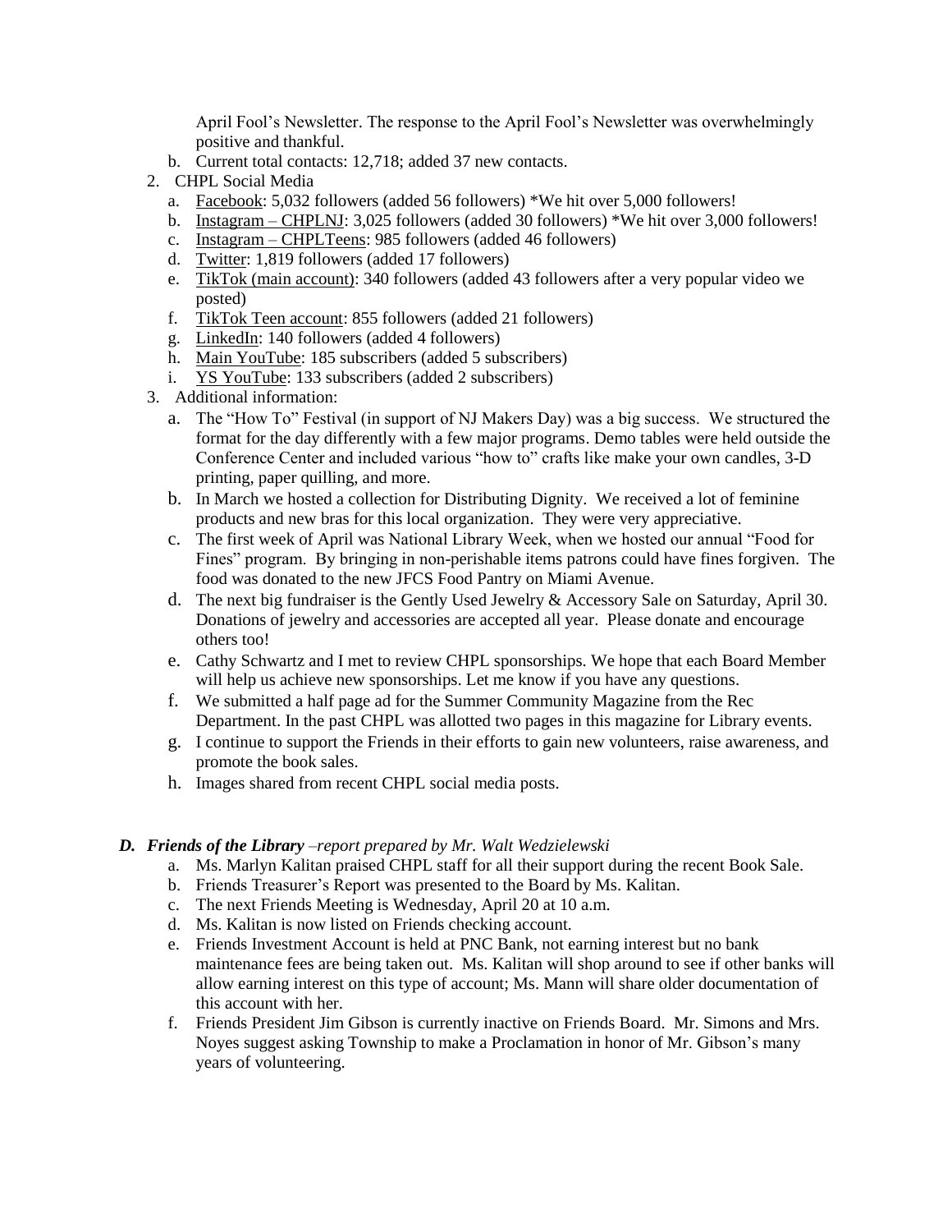April Fool's Newsletter. The response to the April Fool's Newsletter was overwhelmingly positive and thankful.

   b. Current total contacts: 12,718; added 37 new contacts.

2. CHPL Social Media
   a. Facebook: 5,032 followers (added 56 followers) *We hit over 5,000 followers!
   b. Instagram – CHPLNJ: 3,025 followers (added 30 followers) *We hit over 3,000 followers!
   c. Instagram – CHPLTeens: 985 followers (added 46 followers)
   d. Twitter: 1,819 followers (added 17 followers)
   e. TikTok (main account): 340 followers (added 43 followers after a very popular video we posted)
   f. TikTok Teen account: 855 followers (added 21 followers)
   g. LinkedIn: 140 followers (added 4 followers)
   h. Main YouTube: 185 subscribers (added 5 subscribers)
   i. YS YouTube: 133 subscribers (added 2 subscribers)

3. Additional information:
   a. The "How To" Festival (in support of NJ Makers Day) was a big success. We structured the format for the day differently with a few major programs. Demo tables were held outside the Conference Center and included various "how to" crafts like make your own candles, 3-D printing, paper quilling, and more.
   b. In March we hosted a collection for Distributing Dignity. We received a lot of feminine products and new bras for this local organization. They were very appreciative.
   c. The first week of April was National Library Week, when we hosted our annual "Food for Fines" program. By bringing in non-perishable items patrons could have fines forgiven. The food was donated to the new JFCS Food Pantry on Miami Avenue.
   d. The next big fundraiser is the Gently Used Jewelry & Accessory Sale on Saturday, April 30. Donations of jewelry and accessories are accepted all year. Please donate and encourage others too!
   e. Cathy Schwartz and I met to review CHPL sponsorships. We hope that each Board Member will help us achieve new sponsorships. Let me know if you have any questions.
   f. We submitted a half page ad for the Summer Community Magazine from the Rec Department. In the past CHPL was allotted two pages in this magazine for Library events.
   g. I continue to support the Friends in their efforts to gain new volunteers, raise awareness, and promote the book sales.
   h. Images shared from recent CHPL social media posts.

***D. Friends of the Library** –report prepared by Mr. Walt Wedzielewski*

   a. Ms. Marlyn Kalitan praised CHPL staff for all their support during the recent Book Sale.
   b. Friends Treasurer's Report was presented to the Board by Ms. Kalitan.
   c. The next Friends Meeting is Wednesday, April 20 at 10 a.m.
   d. Ms. Kalitan is now listed on Friends checking account.
   e. Friends Investment Account is held at PNC Bank, not earning interest but no bank maintenance fees are being taken out. Ms. Kalitan will shop around to see if other banks will allow earning interest on this type of account; Ms. Mann will share older documentation of this account with her.
   f. Friends President Jim Gibson is currently inactive on Friends Board. Mr. Simons and Mrs. Noyes suggest asking Township to make a Proclamation in honor of Mr. Gibson's many years of volunteering.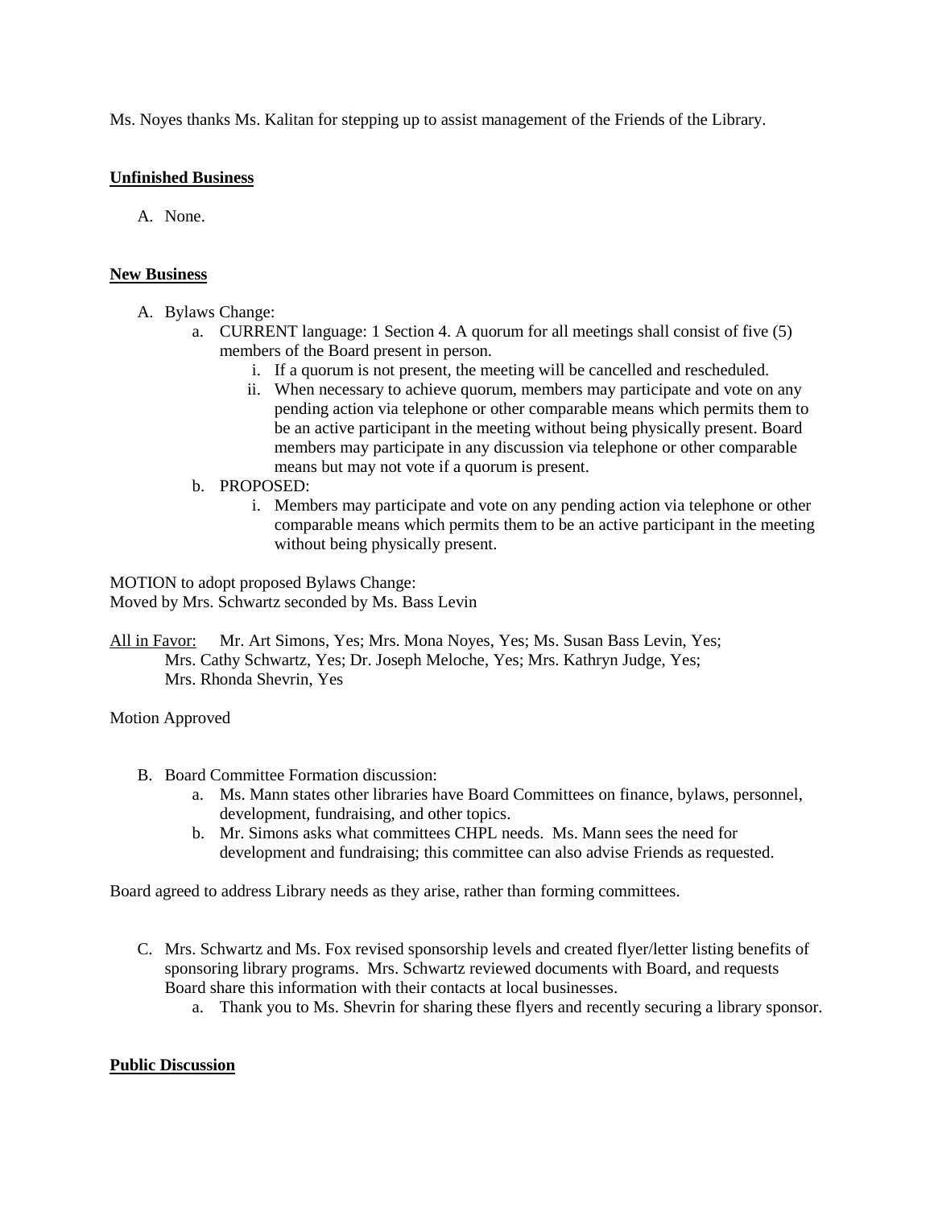Ms. Noyes thanks Ms. Kalitan for stepping up to assist management of the Friends of the Library.

**Unfinished Business**

A. None.

**New Business**

A. Bylaws Change:
   a. CURRENT language: 1 Section 4. A quorum for all meetings shall consist of five (5) members of the Board present in person.
      i. If a quorum is not present, the meeting will be cancelled and rescheduled.
      ii. When necessary to achieve quorum, members may participate and vote on any pending action via telephone or other comparable means which permits them to be an active participant in the meeting without being physically present. Board members may participate in any discussion via telephone or other comparable means but may not vote if a quorum is present.
   b. PROPOSED:
      i. Members may participate and vote on any pending action via telephone or other comparable means which permits them to be an active participant in the meeting without being physically present.

MOTION to adopt proposed Bylaws Change:
Moved by Mrs. Schwartz seconded by Ms. Bass Levin

All in Favor: Mr. Art Simons, Yes; Mrs. Mona Noyes, Yes; Ms. Susan Bass Levin, Yes; Mrs. Cathy Schwartz, Yes; Dr. Joseph Meloche, Yes; Mrs. Kathryn Judge, Yes; Mrs. Rhonda Shevrin, Yes

Motion Approved

B. Board Committee Formation discussion:
   a. Ms. Mann states other libraries have Board Committees on finance, bylaws, personnel, development, fundraising, and other topics.
   b. Mr. Simons asks what committees CHPL needs. Ms. Mann sees the need for development and fundraising; this committee can also advise Friends as requested.

Board agreed to address Library needs as they arise, rather than forming committees.

C. Mrs. Schwartz and Ms. Fox revised sponsorship levels and created flyer/letter listing benefits of sponsoring library programs. Mrs. Schwartz reviewed documents with Board, and requests Board share this information with their contacts at local businesses.
   a. Thank you to Ms. Shevrin for sharing these flyers and recently securing a library sponsor.

**Public Discussion**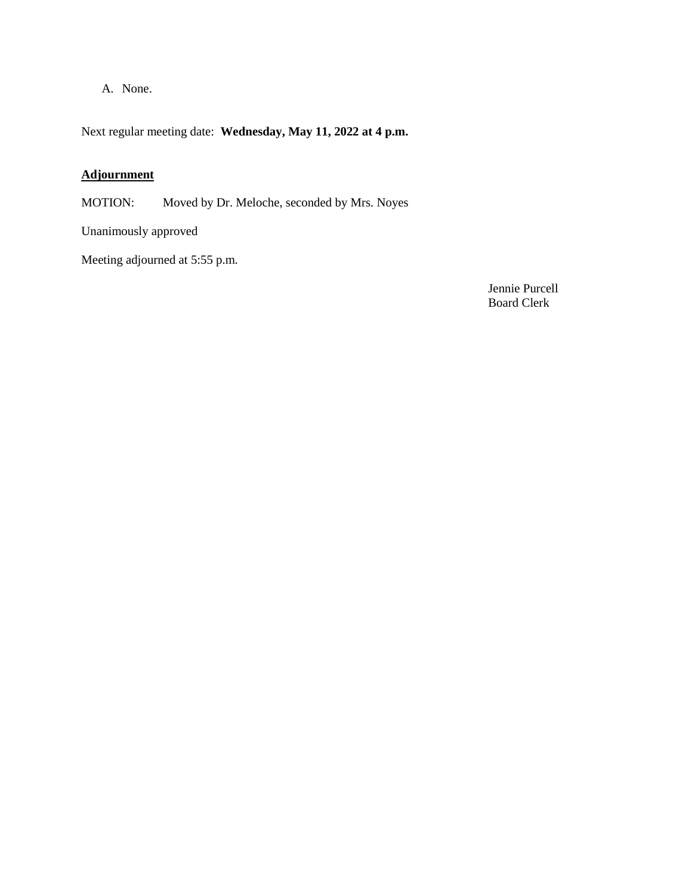A. None.

Next regular meeting date: **Wednesday, May 11, 2022 at 4 p.m.**

**Adjournment**

MOTION: Moved by Dr. Meloche, seconded by Mrs. Noyes

Unanimously approved

Meeting adjourned at 5:55 p.m.

Jennie Purcell
Board Clerk